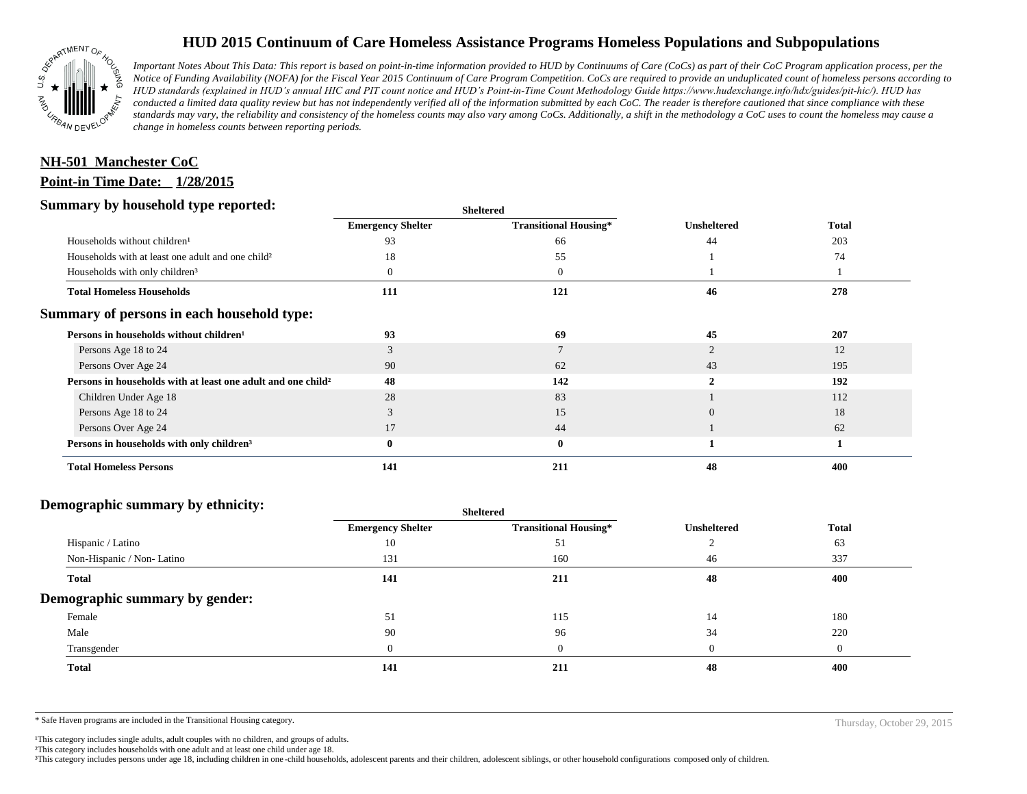# HUD 2015 Continuum of Care Homeless Assistance Programs Homeless Populations and Subpopulations

*Important Notes About This Data: This report is based on point-in-time information provided to HUD by Continuums of Care (CoCs) as part of their CoC Program application process, per the Notice of Funding Availability (NOFA) for the Fiscal Year 2015 Continuum of Care Program Competition. CoCs are required to provide an unduplicated count of homeless persons according to HUD standards (explained in HUD's annual HIC and PIT count notice and HUD's Point-in-Time Count Methodology Guide https://www.hudexchange.info/hdx/guides/pit-hic/). HUD has conducted a limited data quality review but has not independently verified all of the information submitted by each CoC. The reader is therefore cautioned that since compliance with these standards may vary, the reliability and consistency of the homeless counts may also vary among CoCs. Additionally, a shift in the methodology a CoC uses to count the homeless may cause a change in homeless counts between reporting periods.*

**NH-501 Manchester CoC**

**Point-in Time Date: 1/28/2015**

## Summary by household type reported:

| | Sheltered | | | |
|---|---|---|---|---|
| | **Emergency Shelter** | **Transitional Housing*** | **Unsheltered** | **Total** |
| Households without children[1] | 93 | 66 | 44 | 203 |
| Households with at least one adult and one child[2] | 18 | 55 | 1 | 74 |
| Households with only children[3] | 0 | 0 | 1 | 1 |
| **Total Homeless Households** | **111** | **121** | **46** | **278** |

## Summary of persons in each household type:

| | Emergency Shelter | Transitional Housing* | Unsheltered | Total |
|---|---|---|---|---|
| **Persons in households without children[1]** | **93** | **69** | **45** | **207** |
| Persons Age 18 to 24 | 3 | 7 | 2 | 12 |
| Persons Over Age 24 | 90 | 62 | 43 | 195 |
| **Persons in households with at least one adult and one child[2]** | **48** | **142** | **2** | **192** |
| Children Under Age 18 | 28 | 83 | 1 | 112 |
| Persons Age 18 to 24 | 3 | 15 | 0 | 18 |
| Persons Over Age 24 | 17 | 44 | 1 | 62 |
| **Persons in households with only children[3]** | **0** | **0** | **1** | **1** |
| **Total Homeless Persons** | **141** | **211** | **48** | **400** |

## Demographic summary by ethnicity:

| | Sheltered | | | |
|---|---|---|---|---|
| | **Emergency Shelter** | **Transitional Housing*** | **Unsheltered** | **Total** |
| Hispanic / Latino | 10 | 51 | 2 | 63 |
| Non-Hispanic / Non- Latino | 131 | 160 | 46 | 337 |
| **Total** | **141** | **211** | **48** | **400** |

## Demographic summary by gender:

| | Emergency Shelter | Transitional Housing* | Unsheltered | Total |
|---|---|---|---|---|
| Female | 51 | 115 | 14 | 180 |
| Male | 90 | 96 | 34 | 220 |
| Transgender | 0 | 0 | 0 | 0 |
| **Total** | **141** | **211** | **48** | **400** |

\* Safe Haven programs are included in the Transitional Housing category.

Thursday, October 29, 2015

[1]This category includes single adults, adult couples with no children, and groups of adults.
[2]This category includes households with one adult and at least one child under age 18.
[3]This category includes persons under age 18, including children in one-child households, adolescent parents and their children, adolescent siblings, or other household configurations composed only of children.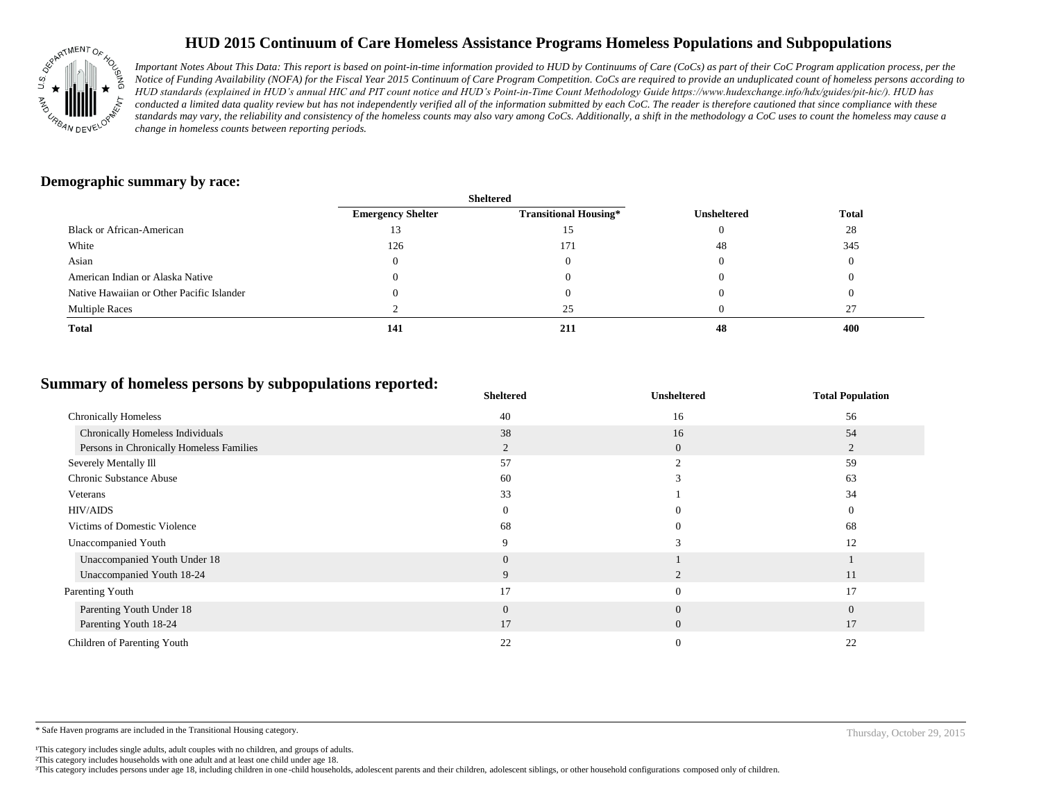# HUD 2015 Continuum of Care Homeless Assistance Programs Homeless Populations and Subpopulations

*Important Notes About This Data: This report is based on point-in-time information provided to HUD by Continuums of Care (CoCs) as part of their CoC Program application process, per the Notice of Funding Availability (NOFA) for the Fiscal Year 2015 Continuum of Care Program Competition. CoCs are required to provide an unduplicated count of homeless persons according to HUD standards (explained in HUD's annual HIC and PIT count notice and HUD's Point-in-Time Count Methodology Guide https://www.hudexchange.info/hdx/guides/pit-hic/). HUD has conducted a limited data quality review but has not independently verified all of the information submitted by each CoC. The reader is therefore cautioned that since compliance with these standards may vary, the reliability and consistency of the homeless counts may also vary among CoCs. Additionally, a shift in the methodology a CoC uses to count the homeless may cause a change in homeless counts between reporting periods.*

## Demographic summary by race:

| | Sheltered | | | |
|---|---|---|---|---|
| | **Emergency Shelter** | **Transitional Housing*** | **Unsheltered** | **Total** |
| Black or African-American | 13 | 15 | 0 | 28 |
| White | 126 | 171 | 48 | 345 |
| Asian | 0 | 0 | 0 | 0 |
| American Indian or Alaska Native | 0 | 0 | 0 | 0 |
| Native Hawaiian or Other Pacific Islander | 0 | 0 | 0 | 0 |
| Multiple Races | 2 | 25 | 0 | 27 |
| **Total** | **141** | **211** | **48** | **400** |

## Summary of homeless persons by subpopulations reported:

| | Sheltered | Unsheltered | Total Population |
|---|---|---|---|
| Chronically Homeless | 40 | 16 | 56 |
| Chronically Homeless Individuals | 38 | 16 | 54 |
| Persons in Chronically Homeless Families | 2 | 0 | 2 |
| Severely Mentally Ill | 57 | 2 | 59 |
| Chronic Substance Abuse | 60 | 3 | 63 |
| Veterans | 33 | 1 | 34 |
| HIV/AIDS | 0 | 0 | 0 |
| Victims of Domestic Violence | 68 | 0 | 68 |
| Unaccompanied Youth | 9 | 3 | 12 |
| Unaccompanied Youth Under 18 | 0 | 1 | 1 |
| Unaccompanied Youth 18-24 | 9 | 2 | 11 |
| Parenting Youth | 17 | 0 | 17 |
| Parenting Youth Under 18 | 0 | 0 | 0 |
| Parenting Youth 18-24 | 17 | 0 | 17 |
| Children of Parenting Youth | 22 | 0 | 22 |

* Safe Haven programs are included in the Transitional Housing category.

Thursday, October 29, 2015

[1]This category includes single adults, adult couples with no children, and groups of adults.
[2]This category includes households with one adult and at least one child under age 18.
[3]This category includes persons under age 18, including children in one-child households, adolescent parents and their children, adolescent siblings, or other household configurations composed only of children.